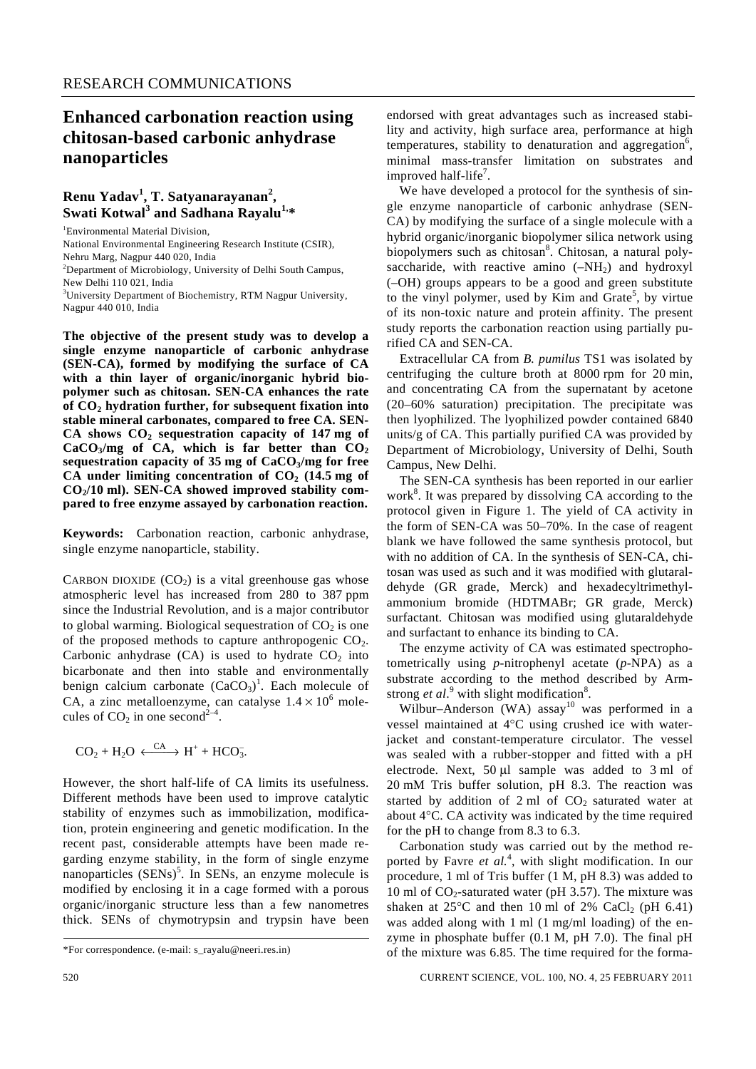RESEARCH COMMUNICATIONS

# Enhanced carbonation reaction using chitosan-based carbonic anhydrase nanoparticles

**Renu Yadav[1], T. Satyanarayanan[2], Swati Kotwal[3] and Sadhana Rayalu[1,*]**

[1]Environmental Material Division, National Environmental Engineering Research Institute (CSIR), Nehru Marg, Nagpur 440 020, India
[2]Department of Microbiology, University of Delhi South Campus, New Delhi 110 021, India
[3]University Department of Biochemistry, RTM Nagpur University, Nagpur 440 010, India

**The objective of the present study was to develop a single enzyme nanoparticle of carbonic anhydrase (SEN-CA), formed by modifying the surface of CA with a thin layer of organic/inorganic hybrid biopolymer such as chitosan. SEN-CA enhances the rate of $CO_2$ hydration further, for subsequent fixation into stable mineral carbonates, compared to free CA. SEN-CA shows $CO_2$ sequestration capacity of 147 mg of $CaCO_3$/mg of CA, which is far better than $CO_2$ sequestration capacity of 35 mg of $CaCO_3$/mg for free CA under limiting concentration of $CO_2$ (14.5 mg of $CO_2$/10 ml). SEN-CA showed improved stability compared to free enzyme assayed by carbonation reaction.**

**Keywords:** Carbonation reaction, carbonic anhydrase, single enzyme nanoparticle, stability.

CARBON DIOXIDE ($CO_2$) is a vital greenhouse gas whose atmospheric level has increased from 280 to 387 ppm since the Industrial Revolution, and is a major contributor to global warming. Biological sequestration of $CO_2$ is one of the proposed methods to capture anthropogenic $CO_2$. Carbonic anhydrase (CA) is used to hydrate $CO_2$ into bicarbonate and then into stable and environmentally benign calcium carbonate ($CaCO_3$)[1]. Each molecule of CA, a zinc metalloenzyme, can catalyse $1.4 \times 10^6$ molecules of $CO_2$ in one second[2–4].

$$CO_2 + H_2O \xleftrightarrow{CA} H^+ + HCO_3^-.$$

However, the short half-life of CA limits its usefulness. Different methods have been used to improve catalytic stability of enzymes such as immobilization, modification, protein engineering and genetic modification. In the recent past, considerable attempts have been made regarding enzyme stability, in the form of single enzyme nanoparticles (SENs)[5]. In SENs, an enzyme molecule is modified by enclosing it in a cage formed with a porous organic/inorganic structure less than a few nanometres thick. SENs of chymotrypsin and trypsin have been endorsed with great advantages such as increased stability and activity, high surface area, performance at high temperatures, stability to denaturation and aggregation[6], minimal mass-transfer limitation on substrates and improved half-life[7].

We have developed a protocol for the synthesis of single enzyme nanoparticle of carbonic anhydrase (SEN-CA) by modifying the surface of a single molecule with a hybrid organic/inorganic biopolymer silica network using biopolymers such as chitosan[8]. Chitosan, a natural polysaccharide, with reactive amino ($–NH_2$) and hydroxyl (–OH) groups appears to be a good and green substitute to the vinyl polymer, used by Kim and Grate[5], by virtue of its non-toxic nature and protein affinity. The present study reports the carbonation reaction using partially purified CA and SEN-CA.

Extracellular CA from *B. pumilus* TS1 was isolated by centrifuging the culture broth at 8000 rpm for 20 min, and concentrating CA from the supernatant by acetone (20–60% saturation) precipitation. The precipitate was then lyophilized. The lyophilized powder contained 6840 units/g of CA. This partially purified CA was provided by Department of Microbiology, University of Delhi, South Campus, New Delhi.

The SEN-CA synthesis has been reported in our earlier work[8]. It was prepared by dissolving CA according to the protocol given in Figure 1. The yield of CA activity in the form of SEN-CA was 50–70%. In the case of reagent blank we have followed the same synthesis protocol, but with no addition of CA. In the synthesis of SEN-CA, chitosan was used as such and it was modified with glutaraldehyde (GR grade, Merck) and hexadecyltrimethylammonium bromide (HDTMABr; GR grade, Merck) surfactant. Chitosan was modified using glutaraldehyde and surfactant to enhance its binding to CA.

The enzyme activity of CA was estimated spectrophotometrically using *p*-nitrophenyl acetate (*p*-NPA) as a substrate according to the method described by Armstrong *et al.*[9] with slight modification[8].

Wilbur–Anderson (WA) assay[10] was performed in a vessel maintained at 4°C using crushed ice with water-jacket and constant-temperature circulator. The vessel was sealed with a rubber-stopper and fitted with a pH electrode. Next, 50 μl sample was added to 3 ml of 20 mM Tris buffer solution, pH 8.3. The reaction was started by addition of 2 ml of $CO_2$ saturated water at about 4°C. CA activity was indicated by the time required for the pH to change from 8.3 to 6.3.

Carbonation study was carried out by the method reported by Favre *et al.*[4], with slight modification. In our procedure, 1 ml of Tris buffer (1 M, pH 8.3) was added to 10 ml of $CO_2$-saturated water (pH 3.57). The mixture was shaken at 25°C and then 10 ml of 2% $CaCl_2$ (pH 6.41) was added along with 1 ml (1 mg/ml loading) of the enzyme in phosphate buffer (0.1 M, pH 7.0). The final pH of the mixture was 6.85. The time required for the forma-

*For correspondence. (e-mail: s_rayalu@neeri.res.in)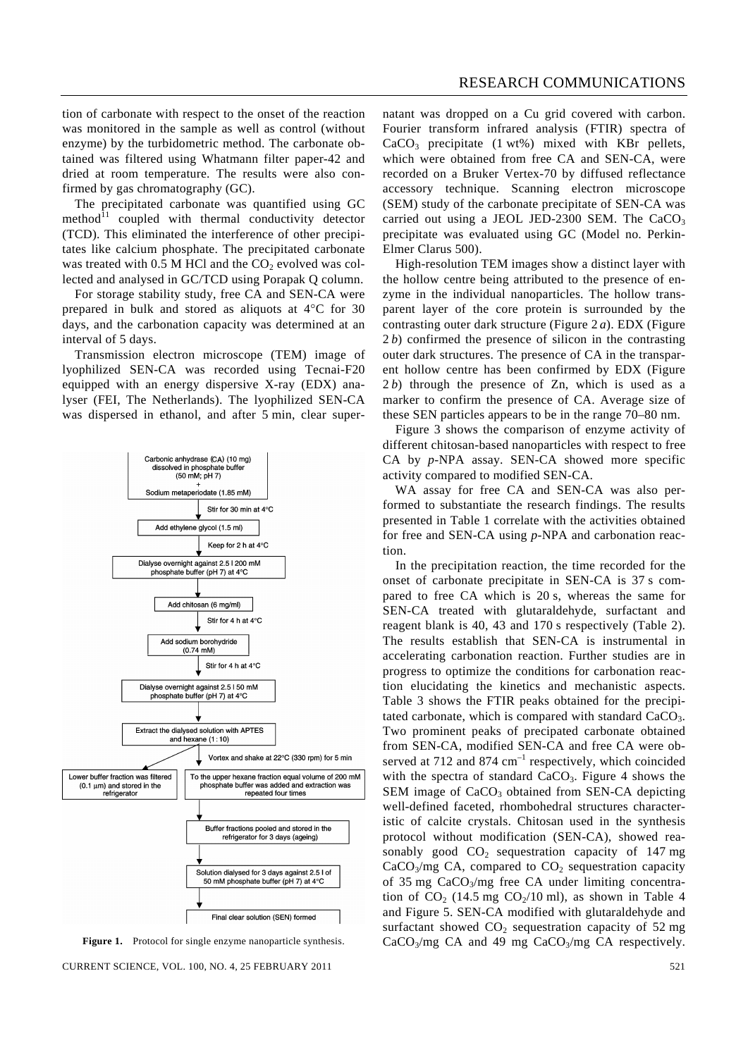tion of carbonate with respect to the onset of the reaction was monitored in the sample as well as control (without enzyme) by the turbidometric method. The carbonate obtained was filtered using Whatmann filter paper-42 and dried at room temperature. The results were also confirmed by gas chromatography (GC).

The precipitated carbonate was quantified using GC method[11] coupled with thermal conductivity detector (TCD). This eliminated the interference of other precipitates like calcium phosphate. The precipitated carbonate was treated with 0.5 M HCl and the $CO_2$ evolved was collected and analysed in GC/TCD using Porapak Q column.

For storage stability study, free CA and SEN-CA were prepared in bulk and stored as aliquots at 4°C for 30 days, and the carbonation capacity was determined at an interval of 5 days.

Transmission electron microscope (TEM) image of lyophilized SEN-CA was recorded using Tecnai-F20 equipped with an energy dispersive X-ray (EDX) analyser (FEI, The Netherlands). The lyophilized SEN-CA was dispersed in ethanol, and after 5 min, clear supernatant was dropped on a Cu grid covered with carbon. Fourier transform infrared analysis (FTIR) spectra of $CaCO_3$ precipitate (1 wt%) mixed with KBr pellets, which were obtained from free CA and SEN-CA, were recorded on a Bruker Vertex-70 by diffused reflectance accessory technique. Scanning electron microscope (SEM) study of the carbonate precipitate of SEN-CA was carried out using a JEOL JED-2300 SEM. The $CaCO_3$ precipitate was evaluated using GC (Model no. Perkin-Elmer Clarus 500).

- Carbonic anhydrase (CA) (10 mg) dissolved in phosphate buffer (50 mM; pH 7) + Sodium metaperiodate (1.85 mM)
- ↓ Stir for 30 min at 4°C
- Add ethylene glycol (1.5 ml)
- ↓ Keep for 2 h at 4°C
- Dialyse overnight against 2.5 l 200 mM phosphate buffer (pH 7) at 4°C
- ↓
- Add chitosan (6 mg/ml)
- ↓ Stir for 4 h at 4°C
- Add sodium borohydride (0.74 mM)
- ↓ Stir for 4 h at 4°C
- Dialyse overnight against 2.5 l 50 mM phosphate buffer (pH 7) at 4°C
- ↓
- Extract the dialysed solution with APTES and hexane (1 : 10)
- ↓ Vortex and shake at 22°C (330 rpm) for 5 min
  - Lower buffer fraction was filtered (0.1 μm) and stored in the refrigerator
  - To the upper hexane fraction equal volume of 200 mM phosphate buffer was added and extraction was repeated four times
- ↓
- Buffer fractions pooled and stored in the refrigerator for 3 days (ageing)
- ↓
- Solution dialysed for 3 days against 2.5 l of 50 mM phosphate buffer (pH 7) at 4°C
- ↓
- Final clear solution (SEN) formed

**Figure 1.** Protocol for single enzyme nanoparticle synthesis.

High-resolution TEM images show a distinct layer with the hollow centre being attributed to the presence of enzyme in the individual nanoparticles. The hollow transparent layer of the core protein is surrounded by the contrasting outer dark structure (Figure 2 *a*). EDX (Figure 2 *b*) confirmed the presence of silicon in the contrasting outer dark structures. The presence of CA in the transparent hollow centre has been confirmed by EDX (Figure 2 *b*) through the presence of Zn, which is used as a marker to confirm the presence of CA. Average size of these SEN particles appears to be in the range 70–80 nm.

Figure 3 shows the comparison of enzyme activity of different chitosan-based nanoparticles with respect to free CA by *p*-NPA assay. SEN-CA showed more specific activity compared to modified SEN-CA.

WA assay for free CA and SEN-CA was also performed to substantiate the research findings. The results presented in Table 1 correlate with the activities obtained for free and SEN-CA using *p*-NPA and carbonation reaction.

In the precipitation reaction, the time recorded for the onset of carbonate precipitate in SEN-CA is 37 s compared to free CA which is 20 s, whereas the same for SEN-CA treated with glutaraldehyde, surfactant and reagent blank is 40, 43 and 170 s respectively (Table 2). The results establish that SEN-CA is instrumental in accelerating carbonation reaction. Further studies are in progress to optimize the conditions for carbonation reaction elucidating the kinetics and mechanistic aspects. Table 3 shows the FTIR peaks obtained for the precipitated carbonate, which is compared with standard $CaCO_3$. Two prominent peaks of precipated carbonate obtained from SEN-CA, modified SEN-CA and free CA were observed at 712 and 874 $cm^{-1}$ respectively, which coincided with the spectra of standard $CaCO_3$. Figure 4 shows the SEM image of $CaCO_3$ obtained from SEN-CA depicting well-defined faceted, rhombohedral structures characteristic of calcite crystals. Chitosan used in the synthesis protocol without modification (SEN-CA), showed reasonably good $CO_2$ sequestration capacity of 147 mg $CaCO_3$/mg CA, compared to $CO_2$ sequestration capacity of 35 mg $CaCO_3$/mg free CA under limiting concentration of $CO_2$ (14.5 mg $CO_2$/10 ml), as shown in Table 4 and Figure 5. SEN-CA modified with glutaraldehyde and surfactant showed $CO_2$ sequestration capacity of 52 mg $CaCO_3$/mg CA and 49 mg $CaCO_3$/mg CA respectively.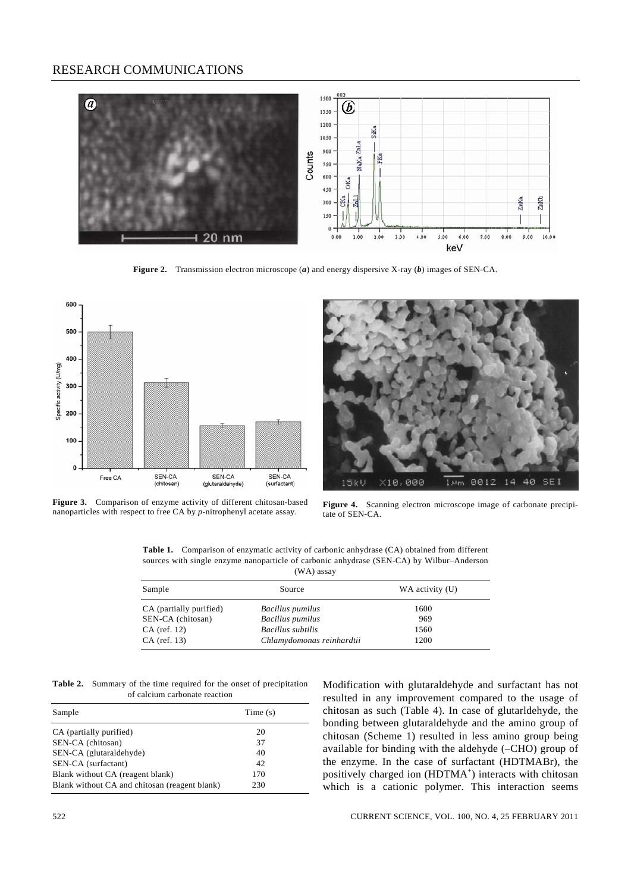**Figure 2.** Transmission electron microscope (*a*) and energy dispersive X-ray (*b*) images of SEN-CA.

**Figure 3.** Comparison of enzyme activity of different chitosan-based nanoparticles with respect to free CA by *p*-nitrophenyl acetate assay.

**Figure 4.** Scanning electron microscope image of carbonate precipitate of SEN-CA.

**Table 1.** Comparison of enzymatic activity of carbonic anhydrase (CA) obtained from different sources with single enzyme nanoparticle of carbonic anhydrase (SEN-CA) by Wilbur–Anderson (WA) assay

| Sample | Source | WA activity (U) |
|---|---|---|
| CA (partially purified) | *Bacillus pumilus* | 1600 |
| SEN-CA (chitosan) | *Bacillus pumilus* | 969 |
| CA (ref. 12) | *Bacillus subtilis* | 1560 |
| CA (ref. 13) | *Chlamydomonas reinhardtii* | 1200 |

**Table 2.** Summary of the time required for the onset of precipitation of calcium carbonate reaction

| Sample | Time (s) |
|---|---|
| CA (partially purified) | 20 |
| SEN-CA (chitosan) | 37 |
| SEN-CA (glutaraldehyde) | 40 |
| SEN-CA (surfactant) | 42 |
| Blank without CA (reagent blank) | 170 |
| Blank without CA and chitosan (reagent blank) | 230 |

Modification with glutaraldehyde and surfactant has not resulted in any improvement compared to the usage of chitosan as such (Table 4). In case of glutarldehyde, the bonding between glutaraldehyde and the amino group of chitosan (Scheme 1) resulted in less amino group being available for binding with the aldehyde (–CHO) group of the enzyme. In the case of surfactant (HDTMABr), the positively charged ion ($HDTMA^+$) interacts with chitosan which is a cationic polymer. This interaction seems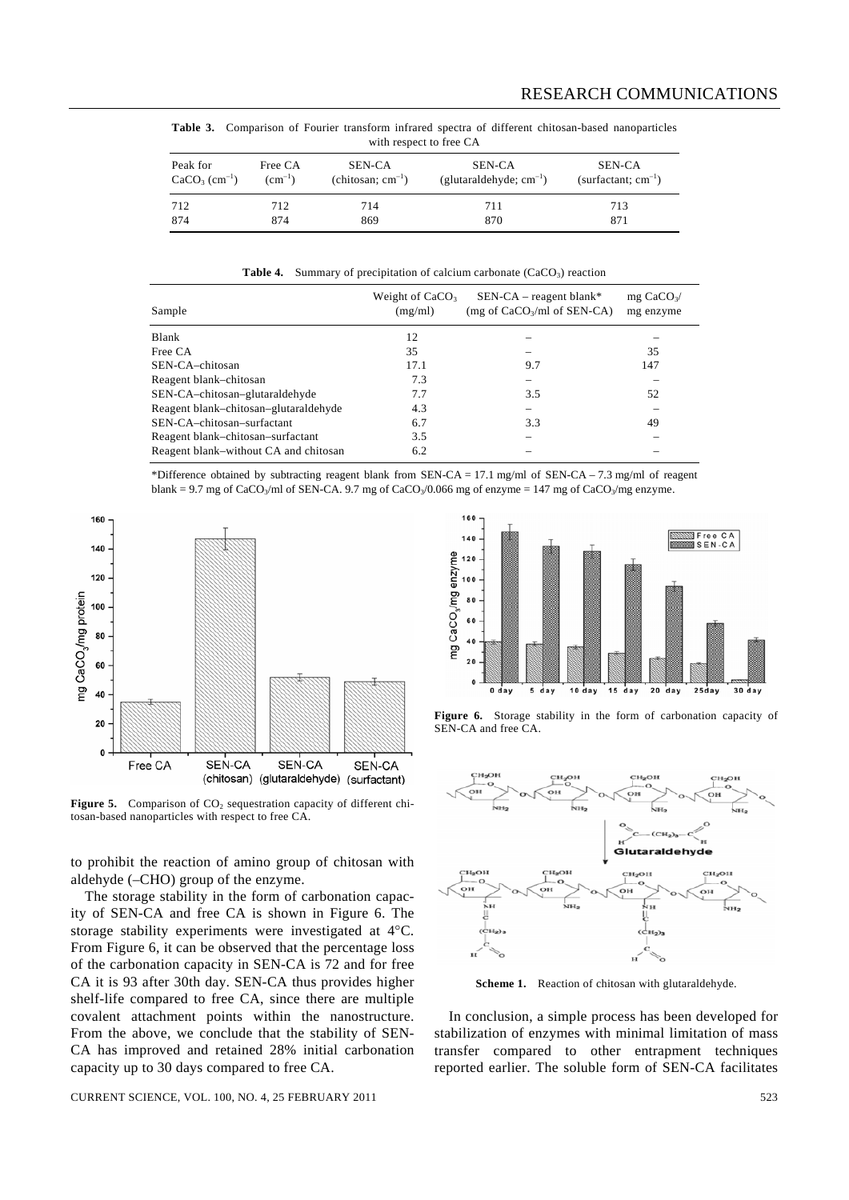**Table 3.** Comparison of Fourier transform infrared spectra of different chitosan-based nanoparticles with respect to free CA

| Peak for $CaCO_3$ ($cm^{-1}$) | Free CA ($cm^{-1}$) | SEN-CA (chitosan; $cm^{-1}$) | SEN-CA (glutaraldehyde; $cm^{-1}$) | SEN-CA (surfactant; $cm^{-1}$) |
|---|---|---|---|---|
| 712 | 712 | 714 | 711 | 713 |
| 874 | 874 | 869 | 870 | 871 |

**Table 4.** Summary of precipitation of calcium carbonate ($CaCO_3$) reaction

| Sample | Weight of $CaCO_3$ (mg/ml) | SEN-CA – reagent blank* (mg of $CaCO_3$/ml of SEN-CA) | mg $CaCO_3$/ mg enzyme |
|---|---|---|---|
| Blank | 12 | – | – |
| Free CA | 35 | – | 35 |
| SEN-CA–chitosan | 17.1 | 9.7 | 147 |
| Reagent blank–chitosan | 7.3 | – | – |
| SEN-CA–chitosan–glutaraldehyde | 7.7 | 3.5 | 52 |
| Reagent blank–chitosan–glutaraldehyde | 4.3 | – | – |
| SEN-CA–chitosan–surfactant | 6.7 | 3.3 | 49 |
| Reagent blank–chitosan–surfactant | 3.5 | – | – |
| Reagent blank–without CA and chitosan | 6.2 | – | – |

*Difference obtained by subtracting reagent blank from SEN-CA = 17.1 mg/ml of SEN-CA – 7.3 mg/ml of reagent blank = 9.7 mg of $CaCO_3$/ml of SEN-CA. 9.7 mg of $CaCO_3$/0.066 mg of enzyme = 147 mg of $CaCO_3$/mg enzyme.

**Figure 5.** Comparison of $CO_2$ sequestration capacity of different chitosan-based nanoparticles with respect to free CA.

to prohibit the reaction of amino group of chitosan with aldehyde (–CHO) group of the enzyme.

The storage stability in the form of carbonation capacity of SEN-CA and free CA is shown in Figure 6. The storage stability experiments were investigated at 4°C. From Figure 6, it can be observed that the percentage loss of the carbonation capacity in SEN-CA is 72 and for free CA it is 93 after 30th day. SEN-CA thus provides higher shelf-life compared to free CA, since there are multiple covalent attachment points within the nanostructure. From the above, we conclude that the stability of SEN-CA has improved and retained 28% initial carbonation capacity up to 30 days compared to free CA.

**Figure 6.** Storage stability in the form of carbonation capacity of SEN-CA and free CA.

**Scheme 1.** Reaction of chitosan with glutaraldehyde.

In conclusion, a simple process has been developed for stabilization of enzymes with minimal limitation of mass transfer compared to other entrapment techniques reported earlier. The soluble form of SEN-CA facilitates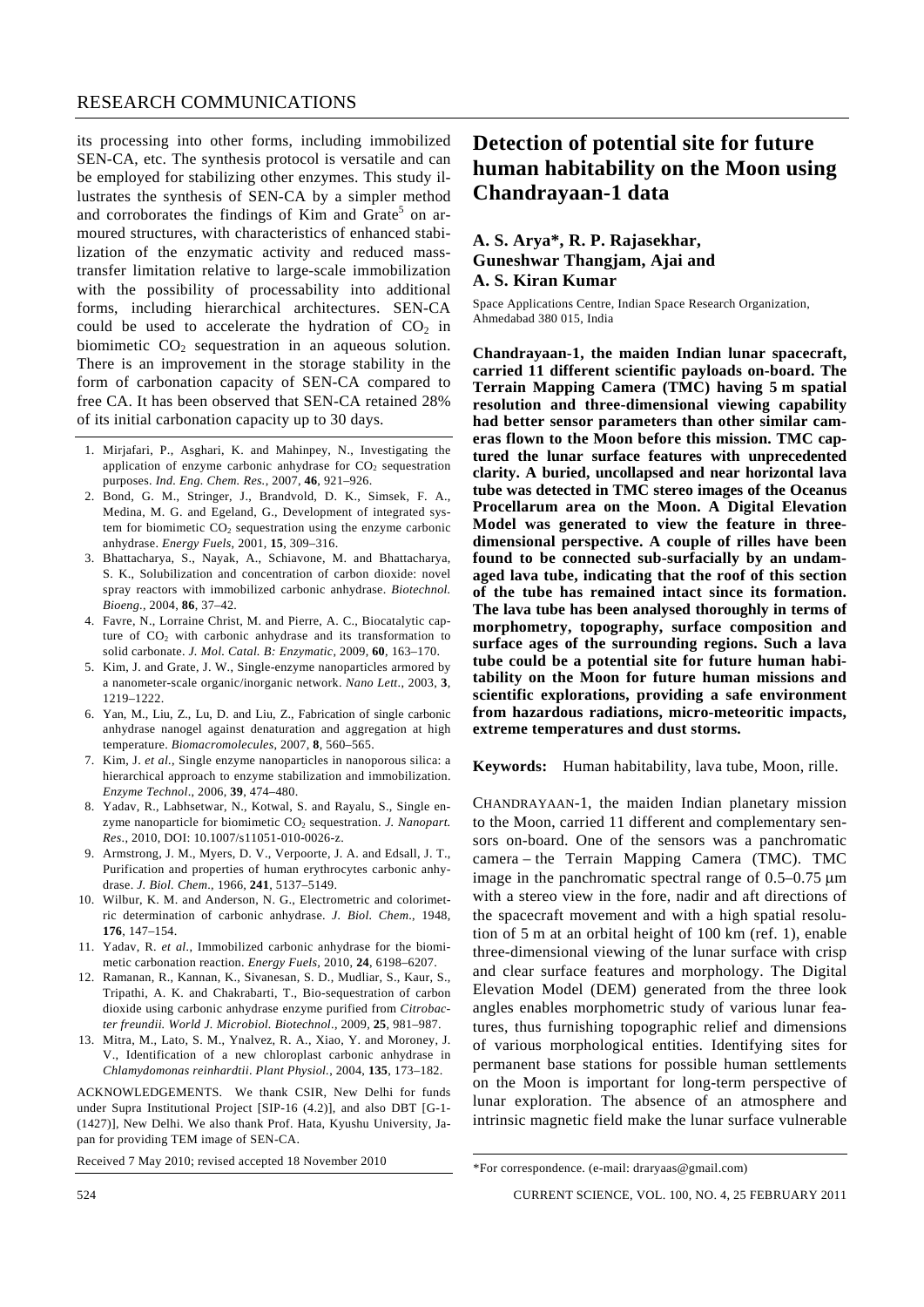its processing into other forms, including immobilized SEN-CA, etc. The synthesis protocol is versatile and can be employed for stabilizing other enzymes. This study illustrates the synthesis of SEN-CA by a simpler method and corroborates the findings of Kim and Grate[5] on armoured structures, with characteristics of enhanced stabilization of the enzymatic activity and reduced mass-transfer limitation relative to large-scale immobilization with the possibility of processability into additional forms, including hierarchical architectures. SEN-CA could be used to accelerate the hydration of $CO_2$ in biomimetic $CO_2$ sequestration in an aqueous solution. There is an improvement in the storage stability in the form of carbonation capacity of SEN-CA compared to free CA. It has been observed that SEN-CA retained 28% of its initial carbonation capacity up to 30 days.

1. Mirjafari, P., Asghari, K. and Mahinpey, N., Investigating the application of enzyme carbonic anhydrase for $CO_2$ sequestration purposes. *Ind. Eng. Chem. Res.*, 2007, **46**, 921–926.
2. Bond, G. M., Stringer, J., Brandvold, D. K., Simsek, F. A., Medina, M. G. and Egeland, G., Development of integrated system for biomimetic $CO_2$ sequestration using the enzyme carbonic anhydrase. *Energy Fuels*, 2001, **15**, 309–316.
3. Bhattacharya, S., Nayak, A., Schiavone, M. and Bhattacharya, S. K., Solubilization and concentration of carbon dioxide: novel spray reactors with immobilized carbonic anhydrase. *Biotechnol. Bioeng.*, 2004, **86**, 37–42.
4. Favre, N., Lorraine Christ, M. and Pierre, A. C., Biocatalytic capture of $CO_2$ with carbonic anhydrase and its transformation to solid carbonate. *J. Mol. Catal. B: Enzymatic*, 2009, **60**, 163–170.
5. Kim, J. and Grate, J. W., Single-enzyme nanoparticles armored by a nanometer-scale organic/inorganic network. *Nano Lett.*, 2003, **3**, 1219–1222.
6. Yan, M., Liu, Z., Lu, D. and Liu, Z., Fabrication of single carbonic anhydrase nanogel against denaturation and aggregation at high temperature. *Biomacromolecules*, 2007, **8**, 560–565.
7. Kim, J. *et al.*, Single enzyme nanoparticles in nanoporous silica: a hierarchical approach to enzyme stabilization and immobilization. *Enzyme Technol.*, 2006, **39**, 474–480.
8. Yadav, R., Labhsetwar, N., Kotwal, S. and Rayalu, S., Single enzyme nanoparticle for biomimetic $CO_2$ sequestration. *J. Nanopart. Res.*, 2010, DOI: 10.1007/s11051-010-0026-z.
9. Armstrong, J. M., Myers, D. V., Verpoorte, J. A. and Edsall, J. T., Purification and properties of human erythrocytes carbonic anhydrase. *J. Biol. Chem.*, 1966, **241**, 5137–5149.
10. Wilbur, K. M. and Anderson, N. G., Electrometric and colorimetric determination of carbonic anhydrase. *J. Biol. Chem.*, 1948, **176**, 147–154.
11. Yadav, R. *et al.*, Immobilized carbonic anhydrase for the biomimetic carbonation reaction. *Energy Fuels*, 2010, **24**, 6198–6207.
12. Ramanan, R., Kannan, K., Sivanesan, S. D., Mudliar, S., Kaur, S., Tripathi, A. K. and Chakrabarti, T., Bio-sequestration of carbon dioxide using carbonic anhydrase enzyme purified from *Citrobacter freundii. World J. Microbiol. Biotechnol.*, 2009, **25**, 981–987.
13. Mitra, M., Lato, S. M., Ynalvez, R. A., Xiao, Y. and Moroney, J. V., Identification of a new chloroplast carbonic anhydrase in *Chlamydomonas reinhardtii*. *Plant Physiol.*, 2004, **135**, 173–182.

ACKNOWLEDGEMENTS. We thank CSIR, New Delhi for funds under Supra Institutional Project [SIP-16 (4.2)], and also DBT [G-1-(1427)], New Delhi. We also thank Prof. Hata, Kyushu University, Japan for providing TEM image of SEN-CA.

Received 7 May 2010; revised accepted 18 November 2010

# Detection of potential site for future human habitability on the Moon using Chandrayaan-1 data

**A. S. Arya\*, R. P. Rajasekhar, Guneshwar Thangjam, Ajai and A. S. Kiran Kumar**

Space Applications Centre, Indian Space Research Organization, Ahmedabad 380 015, India

**Chandrayaan-1, the maiden Indian lunar spacecraft, carried 11 different scientific payloads on-board. The Terrain Mapping Camera (TMC) having 5 m spatial resolution and three-dimensional viewing capability had better sensor parameters than other similar cameras flown to the Moon before this mission. TMC captured the lunar surface features with unprecedented clarity. A buried, uncollapsed and near horizontal lava tube was detected in TMC stereo images of the Oceanus Procellarum area on the Moon. A Digital Elevation Model was generated to view the feature in three-dimensional perspective. A couple of rilles have been found to be connected sub-surfacially by an undamaged lava tube, indicating that the roof of this section of the tube has remained intact since its formation. The lava tube has been analysed thoroughly in terms of morphometry, topography, surface composition and surface ages of the surrounding regions. Such a lava tube could be a potential site for future human habitability on the Moon for future human missions and scientific explorations, providing a safe environment from hazardous radiations, micro-meteoritic impacts, extreme temperatures and dust storms.**

**Keywords:** Human habitability, lava tube, Moon, rille.

CHANDRAYAAN-1, the maiden Indian planetary mission to the Moon, carried 11 different and complementary sensors on-board. One of the sensors was a panchromatic camera – the Terrain Mapping Camera (TMC). TMC image in the panchromatic spectral range of 0.5–0.75 μm with a stereo view in the fore, nadir and aft directions of the spacecraft movement and with a high spatial resolution of 5 m at an orbital height of 100 km (ref. 1), enable three-dimensional viewing of the lunar surface with crisp and clear surface features and morphology. The Digital Elevation Model (DEM) generated from the three look angles enables morphometric study of various lunar features, thus furnishing topographic relief and dimensions of various morphological entities. Identifying sites for permanent base stations for possible human settlements on the Moon is important for long-term perspective of lunar exploration. The absence of an atmosphere and intrinsic magnetic field make the lunar surface vulnerable

\*For correspondence. (e-mail: draryaas@gmail.com)